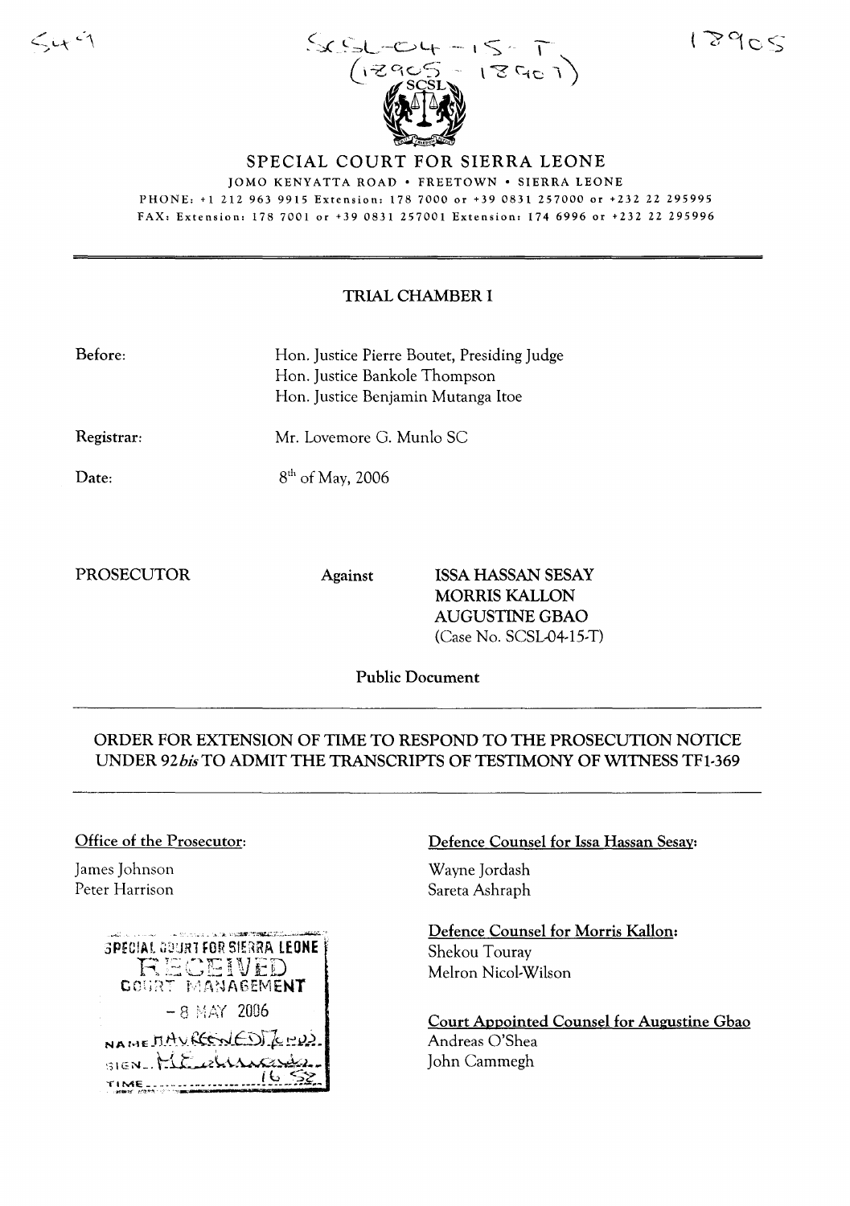# SPECIAL COURT FOR SIERRA LEONE

JOMO KENYATTA ROAD • FREETOWN • SIERRA LEONE

PHONE: +1 212 963 9915 Extension: 178 7000 or +39 0831 257000 or +232 22 295995

FAX: Extension: 178 7001 or +39 0831 257001 Extension: 174 6996 or +232 22 295996

---

## TRIAL CHAMBER I

**Before:** Hon. Justice Pierre Boutet, Presiding Judge
Hon. Justice Bankole Thompson
Hon. Justice Benjamin Mutanga Itoe

**Registrar:** Mr. Lovemore G. Munlo SC

**Date:** 8th of May, 2006

PROSECUTOR **Against** **ISSA HASSAN SESAY**
**MORRIS KALLON**
**AUGUSTINE GBAO**
(Case No. SCSL-04-15-T)

**Public Document**

---

## ORDER FOR EXTENSION OF TIME TO RESPOND TO THE PROSECUTION NOTICE UNDER 92*bis* TO ADMIT THE TRANSCRIPTS OF TESTIMONY OF WITNESS TF1-369

---

**Office of the Prosecutor:**

James Johnson
Peter Harrison

**Defence Counsel for Issa Hassan Sesay:**

Wayne Jordash
Sareta Ashraph

**Defence Counsel for Morris Kallon:**

Shekou Touray
Melron Nicol-Wilson

**Court Appointed Counsel for Augustine Gbao**

Andreas O'Shea
John Cammegh

SPECIAL COURT FOR SIERRA LEONE
RECEIVED
COURT MANAGEMENT
- 8 MAY 2006
NAME MAUREEN EDMONDS
SIGN ...
TIME 16:52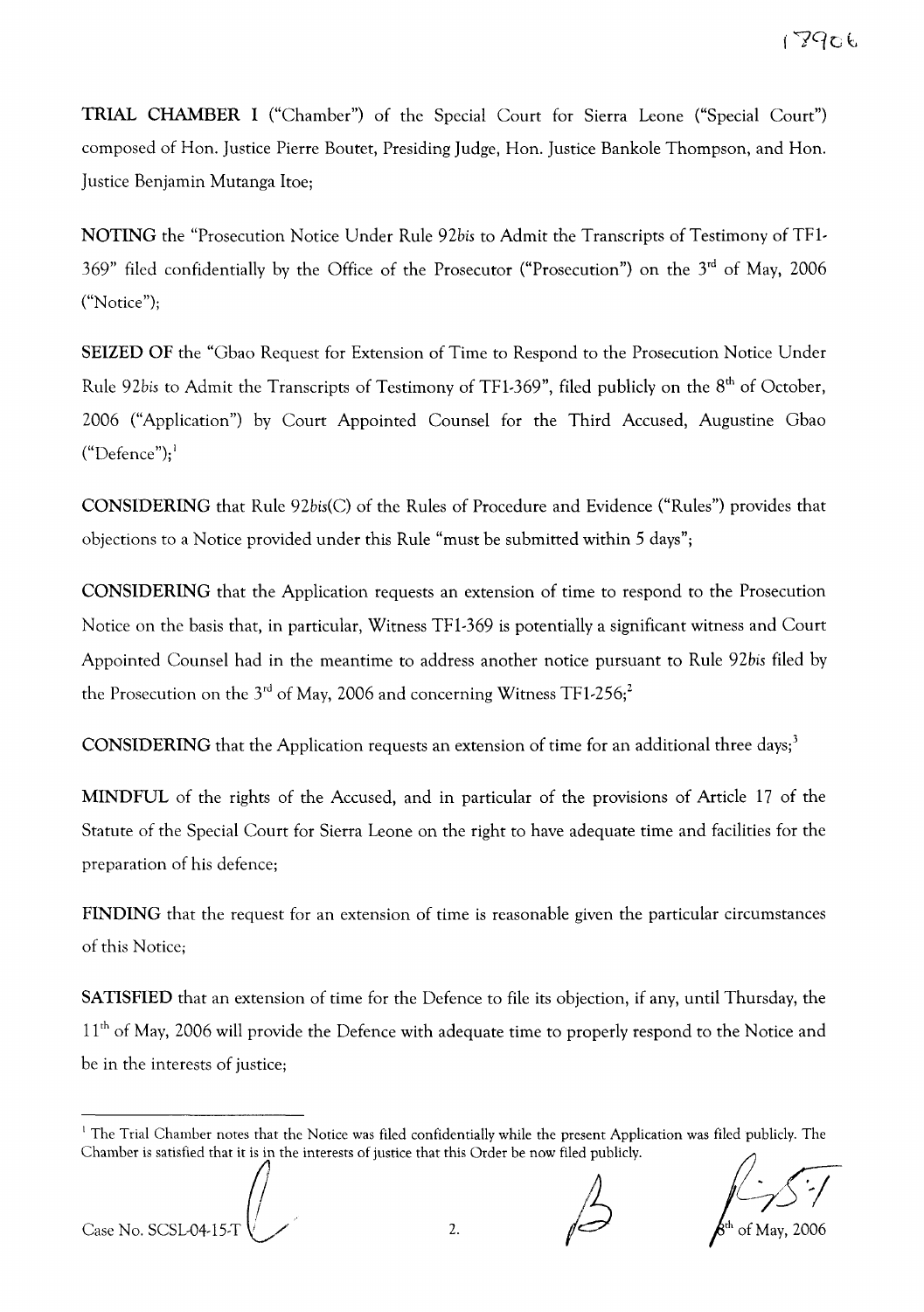**TRIAL CHAMBER I** ("Chamber") of the Special Court for Sierra Leone ("Special Court") composed of Hon. Justice Pierre Boutet, Presiding Judge, Hon. Justice Bankole Thompson, and Hon. Justice Benjamin Mutanga Itoe;

**NOTING** the "Prosecution Notice Under Rule 92*bis* to Admit the Transcripts of Testimony of TF1-369" filed confidentially by the Office of the Prosecutor ("Prosecution") on the 3rd of May, 2006 ("Notice");

**SEIZED OF** the "Gbao Request for Extension of Time to Respond to the Prosecution Notice Under Rule 92*bis* to Admit the Transcripts of Testimony of TF1-369", filed publicly on the 8th of October, 2006 ("Application") by Court Appointed Counsel for the Third Accused, Augustine Gbao ("Defence");[1]

**CONSIDERING** that Rule 92*bis*(C) of the Rules of Procedure and Evidence ("Rules") provides that objections to a Notice provided under this Rule "must be submitted within 5 days";

**CONSIDERING** that the Application requests an extension of time to respond to the Prosecution Notice on the basis that, in particular, Witness TF1-369 is potentially a significant witness and Court Appointed Counsel had in the meantime to address another notice pursuant to Rule 92*bis* filed by the Prosecution on the 3rd of May, 2006 and concerning Witness TF1-256;[2]

**CONSIDERING** that the Application requests an extension of time for an additional three days;[3]

**MINDFUL** of the rights of the Accused, and in particular of the provisions of Article 17 of the Statute of the Special Court for Sierra Leone on the right to have adequate time and facilities for the preparation of his defence;

**FINDING** that the request for an extension of time is reasonable given the particular circumstances of this Notice;

**SATISFIED** that an extension of time for the Defence to file its objection, if any, until Thursday, the 11th of May, 2006 will provide the Defence with adequate time to properly respond to the Notice and be in the interests of justice;

---

[1] The Trial Chamber notes that the Notice was filed confidentially while the present Application was filed publicly. The Chamber is satisfied that it is in the interests of justice that this Order be now filed publicly.

Case No. SCSL-04-15-T 8th of May, 2006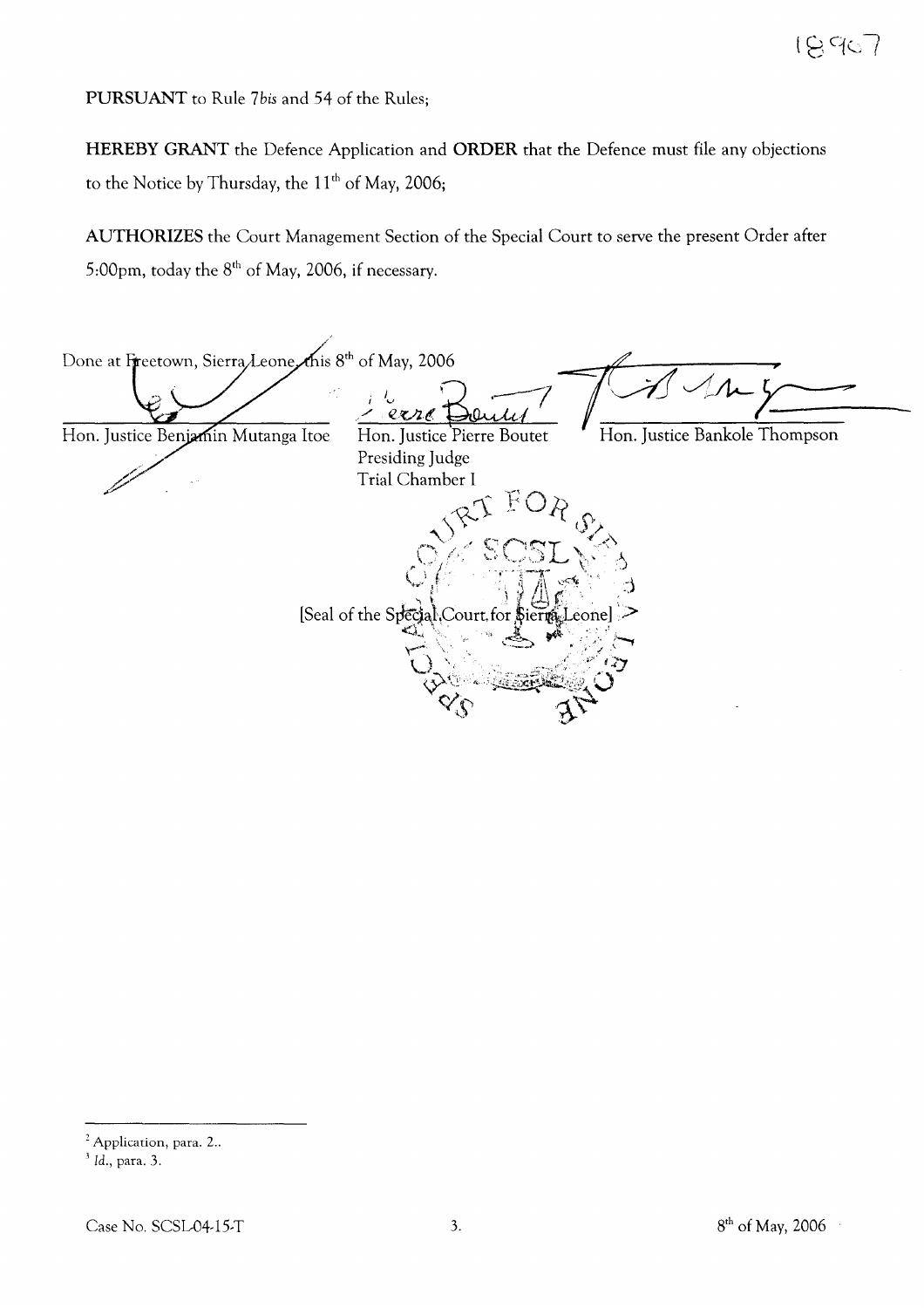**PURSUANT** to Rule 7*bis* and 54 of the Rules;

**HEREBY GRANT** the Defence Application and **ORDER** that the Defence must file any objections to the Notice by Thursday, the 11th of May, 2006;

**AUTHORIZES** the Court Management Section of the Special Court to serve the present Order after 5:00pm, today the 8th of May, 2006, if necessary.

Done at Freetown, Sierra Leone, this 8th of May, 2006

| | | |
|---|---|---|
| Hon. Justice Benjamin Mutanga Itoe | Hon. Justice Pierre Boutet<br>Presiding Judge<br>Trial Chamber I | Hon. Justice Bankole Thompson |

[Seal of the Special Court for Sierra Leone]

---

[2] Application, para. 2..

[3] *Id.*, para. 3.